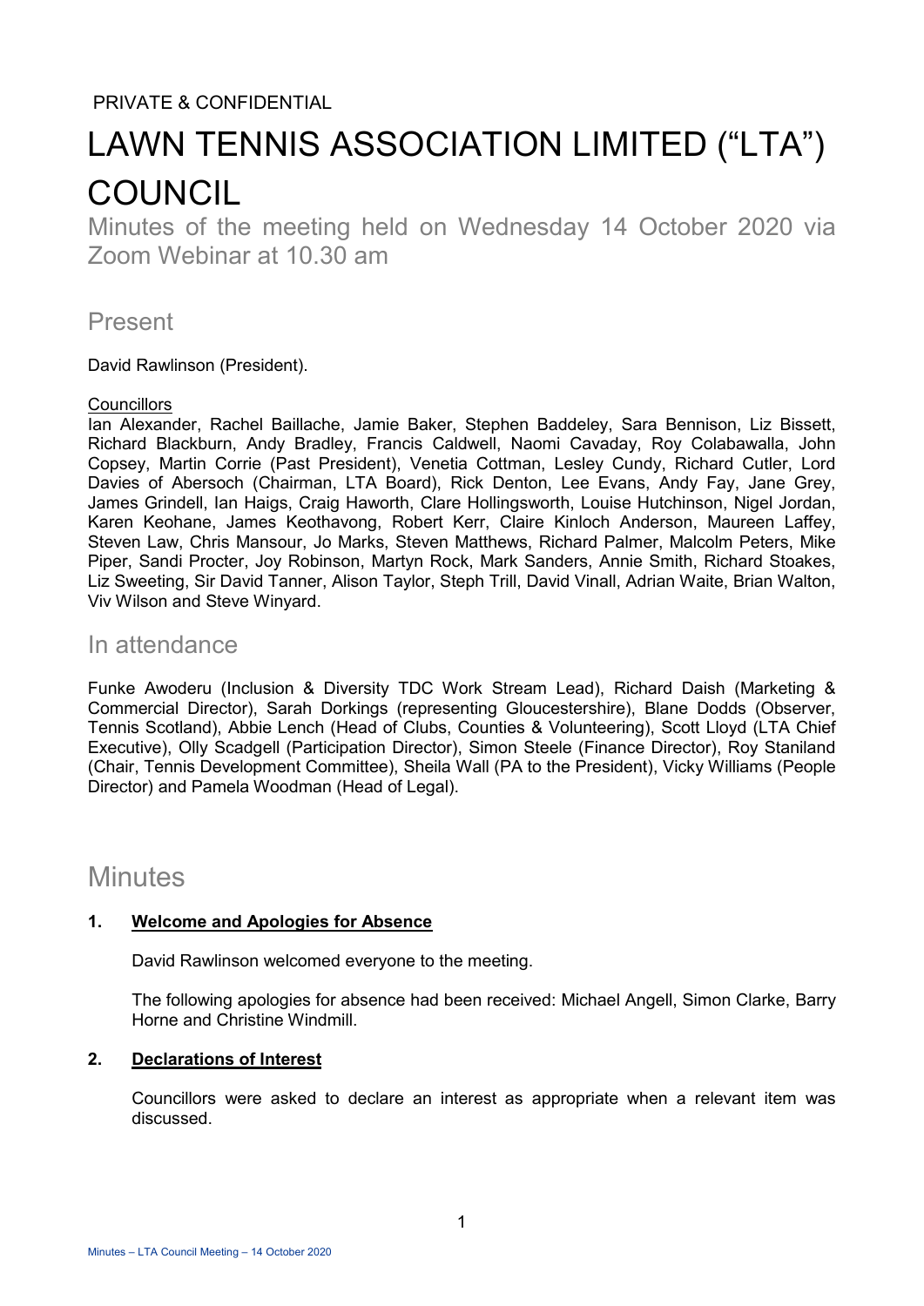PRIVATE & CONFIDENTIAL

# LAWN TENNIS ASSOCIATION LIMITED ("LTA") COUNCIL

Minutes of the meeting held on Wednesday 14 October 2020 via Zoom Webinar at 10.30 am

## Present

David Rawlinson (President).

Councillors

Ian Alexander, Rachel Baillache, Jamie Baker, Stephen Baddeley, Sara Bennison, Liz Bissett, Richard Blackburn, Andy Bradley, Francis Caldwell, Naomi Cavaday, Roy Colabawalla, John Copsey, Martin Corrie (Past President), Venetia Cottman, Lesley Cundy, Richard Cutler, Lord Davies of Abersoch (Chairman, LTA Board), Rick Denton, Lee Evans, Andy Fay, Jane Grey, James Grindell, Ian Haigs, Craig Haworth, Clare Hollingsworth, Louise Hutchinson, Nigel Jordan, Karen Keohane, James Keothavong, Robert Kerr, Claire Kinloch Anderson, Maureen Laffey, Steven Law, Chris Mansour, Jo Marks, Steven Matthews, Richard Palmer, Malcolm Peters, Mike Piper, Sandi Procter, Joy Robinson, Martyn Rock, Mark Sanders, Annie Smith, Richard Stoakes, Liz Sweeting, Sir David Tanner, Alison Taylor, Steph Trill, David Vinall, Adrian Waite, Brian Walton, Viv Wilson and Steve Winyard.

## In attendance

Funke Awoderu (Inclusion & Diversity TDC Work Stream Lead), Richard Daish (Marketing & Commercial Director), Sarah Dorkings (representing Gloucestershire), Blane Dodds (Observer, Tennis Scotland), Abbie Lench (Head of Clubs, Counties & Volunteering), Scott Lloyd (LTA Chief Executive), Olly Scadgell (Participation Director), Simon Steele (Finance Director), Roy Staniland (Chair, Tennis Development Committee), Sheila Wall (PA to the President), Vicky Williams (People Director) and Pamela Woodman (Head of Legal).

# Minutes

### 1. Welcome and Apologies for Absence

David Rawlinson welcomed everyone to the meeting.

The following apologies for absence had been received: Michael Angell, Simon Clarke, Barry Horne and Christine Windmill.

### 2. Declarations of Interest

Councillors were asked to declare an interest as appropriate when a relevant item was discussed.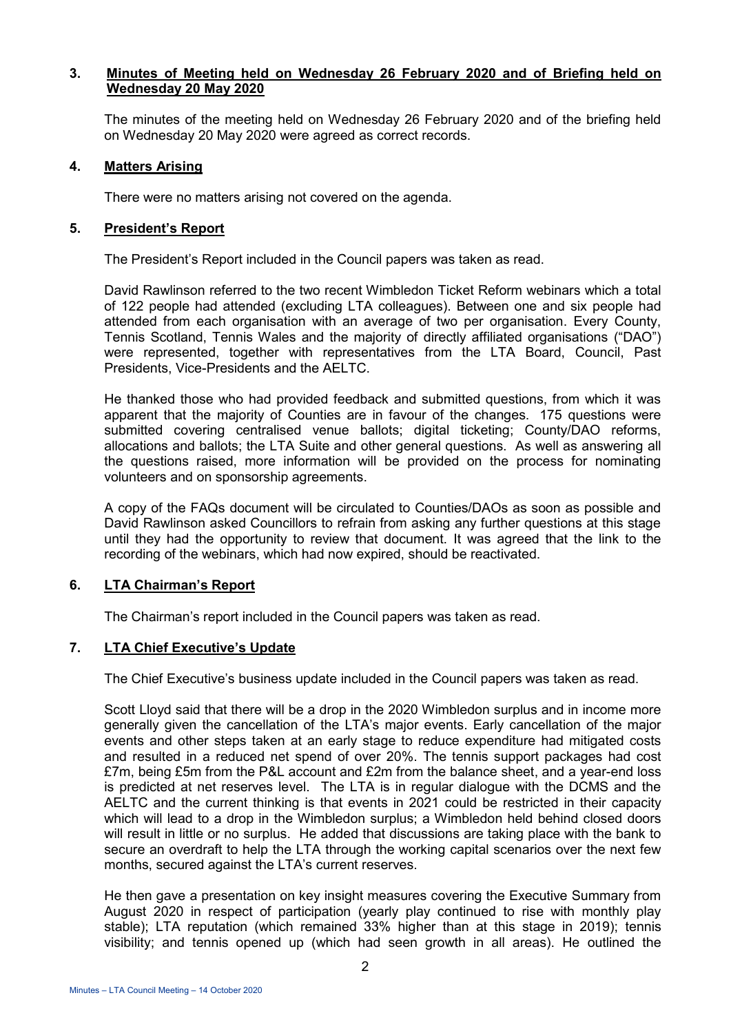## 3. Minutes of Meeting held on Wednesday 26 February 2020 and of Briefing held on Wednesday 20 May 2020

The minutes of the meeting held on Wednesday 26 February 2020 and of the briefing held on Wednesday 20 May 2020 were agreed as correct records.

## 4. Matters Arising

There were no matters arising not covered on the agenda.

## 5. President's Report

The President's Report included in the Council papers was taken as read.

David Rawlinson referred to the two recent Wimbledon Ticket Reform webinars which a total of 122 people had attended (excluding LTA colleagues). Between one and six people had attended from each organisation with an average of two per organisation. Every County, Tennis Scotland, Tennis Wales and the majority of directly affiliated organisations ("DAO") were represented, together with representatives from the LTA Board, Council, Past Presidents, Vice-Presidents and the AELTC.

He thanked those who had provided feedback and submitted questions, from which it was apparent that the majority of Counties are in favour of the changes. 175 questions were submitted covering centralised venue ballots; digital ticketing; County/DAO reforms, allocations and ballots; the LTA Suite and other general questions. As well as answering all the questions raised, more information will be provided on the process for nominating volunteers and on sponsorship agreements.

A copy of the FAQs document will be circulated to Counties/DAOs as soon as possible and David Rawlinson asked Councillors to refrain from asking any further questions at this stage until they had the opportunity to review that document. It was agreed that the link to the recording of the webinars, which had now expired, should be reactivated.

## 6. LTA Chairman's Report

The Chairman's report included in the Council papers was taken as read.

## 7. LTA Chief Executive's Update

The Chief Executive's business update included in the Council papers was taken as read.

Scott Lloyd said that there will be a drop in the 2020 Wimbledon surplus and in income more generally given the cancellation of the LTA's major events. Early cancellation of the major events and other steps taken at an early stage to reduce expenditure had mitigated costs and resulted in a reduced net spend of over 20%. The tennis support packages had cost £7m, being £5m from the P&L account and £2m from the balance sheet, and a year-end loss is predicted at net reserves level. The LTA is in regular dialogue with the DCMS and the AELTC and the current thinking is that events in 2021 could be restricted in their capacity which will lead to a drop in the Wimbledon surplus; a Wimbledon held behind closed doors will result in little or no surplus. He added that discussions are taking place with the bank to secure an overdraft to help the LTA through the working capital scenarios over the next few months, secured against the LTA's current reserves.

He then gave a presentation on key insight measures covering the Executive Summary from August 2020 in respect of participation (yearly play continued to rise with monthly play stable); LTA reputation (which remained 33% higher than at this stage in 2019); tennis visibility; and tennis opened up (which had seen growth in all areas). He outlined the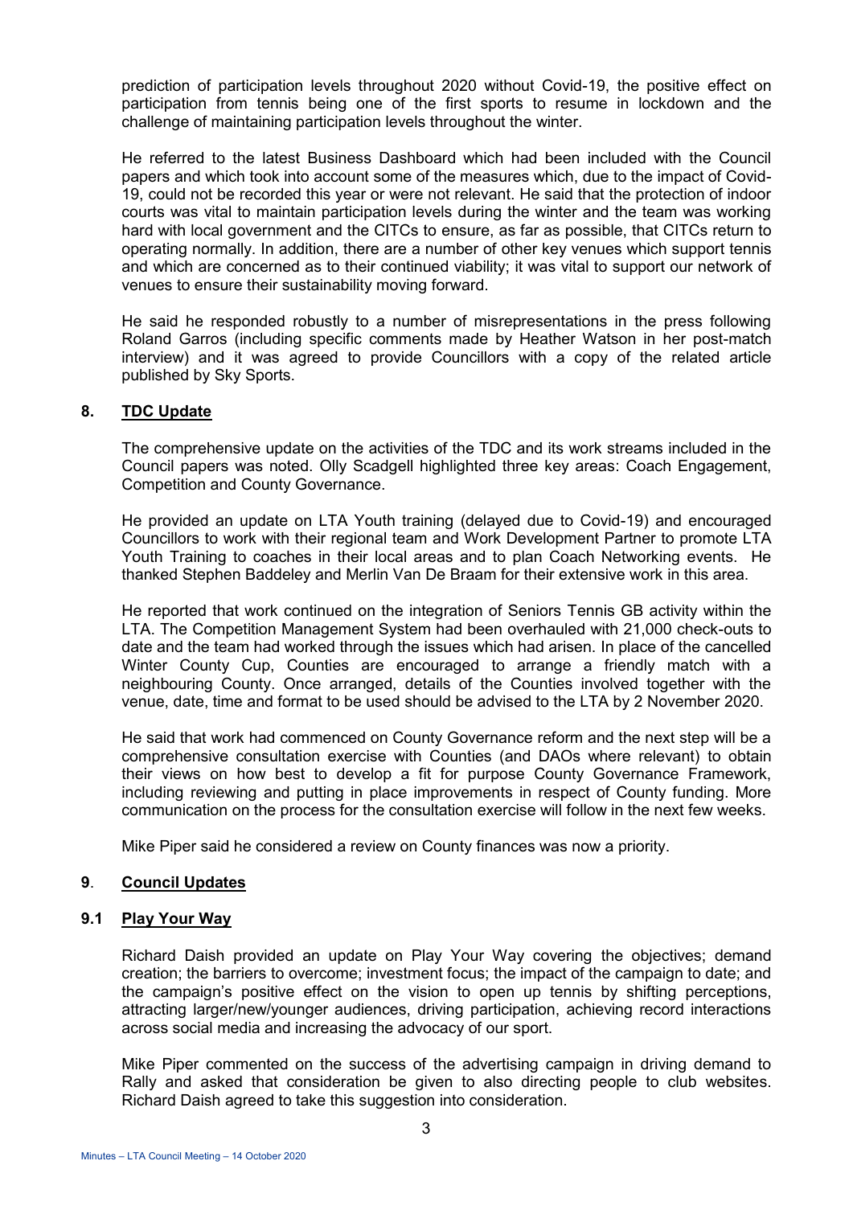prediction of participation levels throughout 2020 without Covid-19, the positive effect on participation from tennis being one of the first sports to resume in lockdown and the challenge of maintaining participation levels throughout the winter.

He referred to the latest Business Dashboard which had been included with the Council papers and which took into account some of the measures which, due to the impact of Covid-19, could not be recorded this year or were not relevant. He said that the protection of indoor courts was vital to maintain participation levels during the winter and the team was working hard with local government and the CITCs to ensure, as far as possible, that CITCs return to operating normally. In addition, there are a number of other key venues which support tennis and which are concerned as to their continued viability; it was vital to support our network of venues to ensure their sustainability moving forward.

He said he responded robustly to a number of misrepresentations in the press following Roland Garros (including specific comments made by Heather Watson in her post-match interview) and it was agreed to provide Councillors with a copy of the related article published by Sky Sports.

## 8. TDC Update

The comprehensive update on the activities of the TDC and its work streams included in the Council papers was noted. Olly Scadgell highlighted three key areas: Coach Engagement, Competition and County Governance.

He provided an update on LTA Youth training (delayed due to Covid-19) and encouraged Councillors to work with their regional team and Work Development Partner to promote LTA Youth Training to coaches in their local areas and to plan Coach Networking events. He thanked Stephen Baddeley and Merlin Van De Braam for their extensive work in this area.

He reported that work continued on the integration of Seniors Tennis GB activity within the LTA. The Competition Management System had been overhauled with 21,000 check-outs to date and the team had worked through the issues which had arisen. In place of the cancelled Winter County Cup, Counties are encouraged to arrange a friendly match with a neighbouring County. Once arranged, details of the Counties involved together with the venue, date, time and format to be used should be advised to the LTA by 2 November 2020.

He said that work had commenced on County Governance reform and the next step will be a comprehensive consultation exercise with Counties (and DAOs where relevant) to obtain their views on how best to develop a fit for purpose County Governance Framework, including reviewing and putting in place improvements in respect of County funding. More communication on the process for the consultation exercise will follow in the next few weeks.

Mike Piper said he considered a review on County finances was now a priority.

## 9. Council Updates

### 9.1 Play Your Way

Richard Daish provided an update on Play Your Way covering the objectives; demand creation; the barriers to overcome; investment focus; the impact of the campaign to date; and the campaign's positive effect on the vision to open up tennis by shifting perceptions, attracting larger/new/younger audiences, driving participation, achieving record interactions across social media and increasing the advocacy of our sport.

Mike Piper commented on the success of the advertising campaign in driving demand to Rally and asked that consideration be given to also directing people to club websites. Richard Daish agreed to take this suggestion into consideration.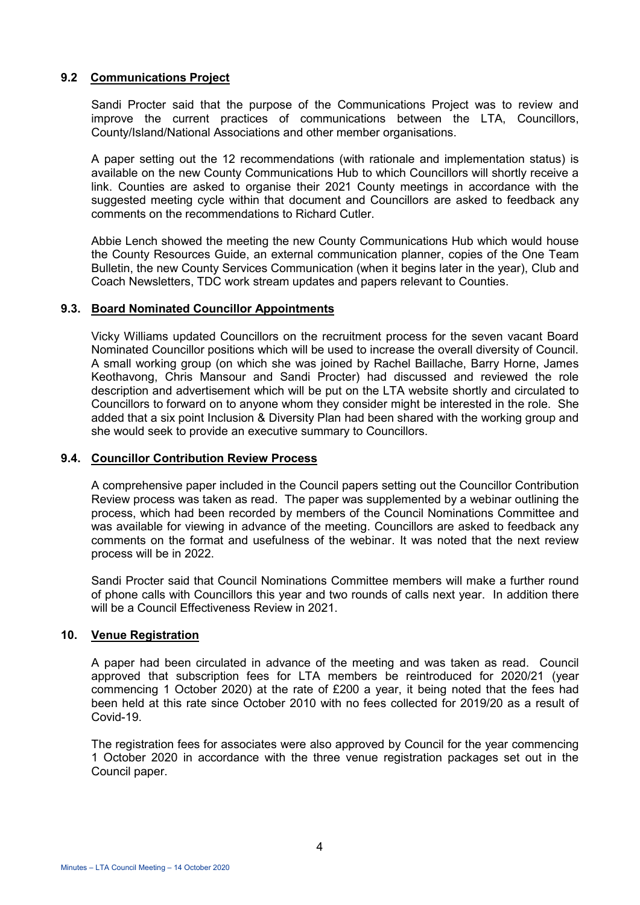### 9.2 Communications Project

Sandi Procter said that the purpose of the Communications Project was to review and improve the current practices of communications between the LTA, Councillors, County/Island/National Associations and other member organisations.

A paper setting out the 12 recommendations (with rationale and implementation status) is available on the new County Communications Hub to which Councillors will shortly receive a link. Counties are asked to organise their 2021 County meetings in accordance with the suggested meeting cycle within that document and Councillors are asked to feedback any comments on the recommendations to Richard Cutler.

Abbie Lench showed the meeting the new County Communications Hub which would house the County Resources Guide, an external communication planner, copies of the One Team Bulletin, the new County Services Communication (when it begins later in the year), Club and Coach Newsletters, TDC work stream updates and papers relevant to Counties.

### 9.3. Board Nominated Councillor Appointments

Vicky Williams updated Councillors on the recruitment process for the seven vacant Board Nominated Councillor positions which will be used to increase the overall diversity of Council. A small working group (on which she was joined by Rachel Baillache, Barry Horne, James Keothavong, Chris Mansour and Sandi Procter) had discussed and reviewed the role description and advertisement which will be put on the LTA website shortly and circulated to Councillors to forward on to anyone whom they consider might be interested in the role. She added that a six point Inclusion & Diversity Plan had been shared with the working group and she would seek to provide an executive summary to Councillors.

### 9.4. Councillor Contribution Review Process

A comprehensive paper included in the Council papers setting out the Councillor Contribution Review process was taken as read. The paper was supplemented by a webinar outlining the process, which had been recorded by members of the Council Nominations Committee and was available for viewing in advance of the meeting. Councillors are asked to feedback any comments on the format and usefulness of the webinar. It was noted that the next review process will be in 2022.

Sandi Procter said that Council Nominations Committee members will make a further round of phone calls with Councillors this year and two rounds of calls next year. In addition there will be a Council Effectiveness Review in 2021.

## 10. Venue Registration

A paper had been circulated in advance of the meeting and was taken as read. Council approved that subscription fees for LTA members be reintroduced for 2020/21 (year commencing 1 October 2020) at the rate of £200 a year, it being noted that the fees had been held at this rate since October 2010 with no fees collected for 2019/20 as a result of Covid-19.

The registration fees for associates were also approved by Council for the year commencing 1 October 2020 in accordance with the three venue registration packages set out in the Council paper.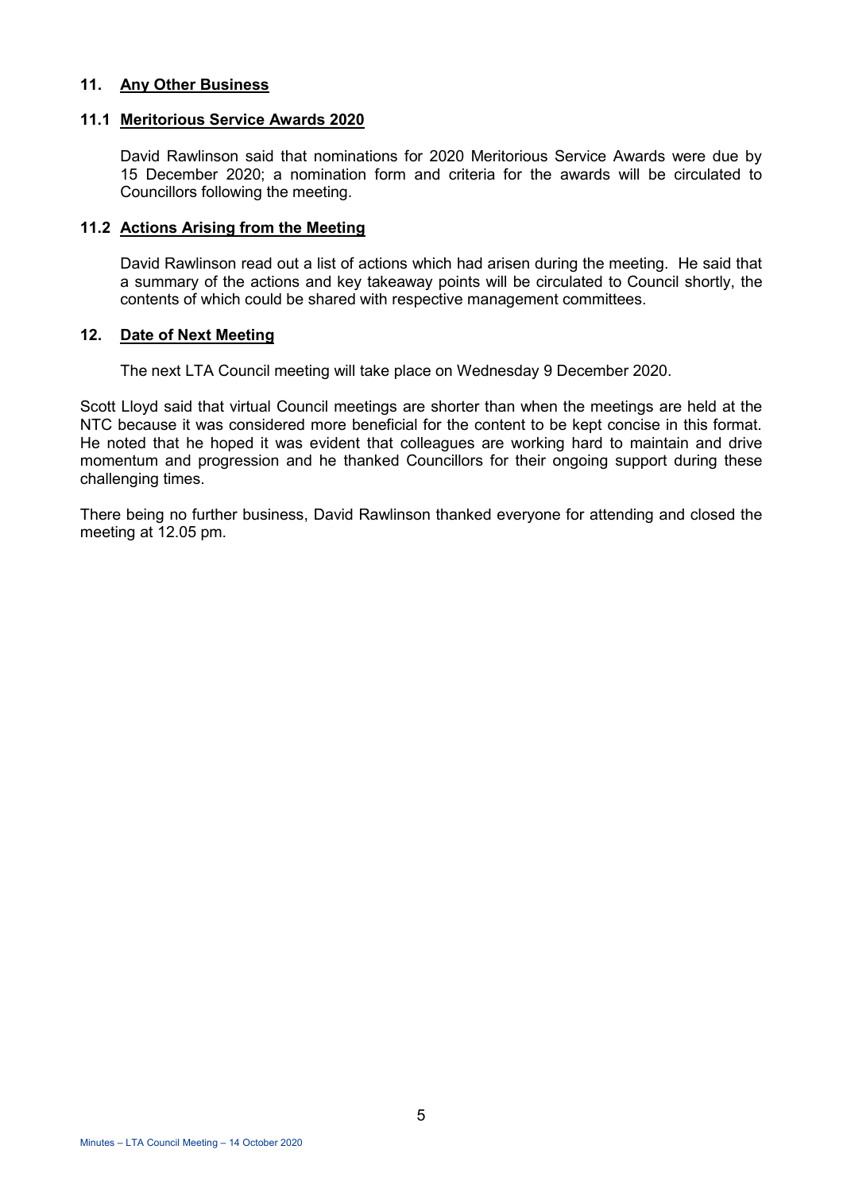## 11. Any Other Business

### 11.1 Meritorious Service Awards 2020

David Rawlinson said that nominations for 2020 Meritorious Service Awards were due by 15 December 2020; a nomination form and criteria for the awards will be circulated to Councillors following the meeting.

### 11.2 Actions Arising from the Meeting

David Rawlinson read out a list of actions which had arisen during the meeting. He said that a summary of the actions and key takeaway points will be circulated to Council shortly, the contents of which could be shared with respective management committees.

## 12. Date of Next Meeting

The next LTA Council meeting will take place on Wednesday 9 December 2020.

Scott Lloyd said that virtual Council meetings are shorter than when the meetings are held at the NTC because it was considered more beneficial for the content to be kept concise in this format. He noted that he hoped it was evident that colleagues are working hard to maintain and drive momentum and progression and he thanked Councillors for their ongoing support during these challenging times.

There being no further business, David Rawlinson thanked everyone for attending and closed the meeting at 12.05 pm.